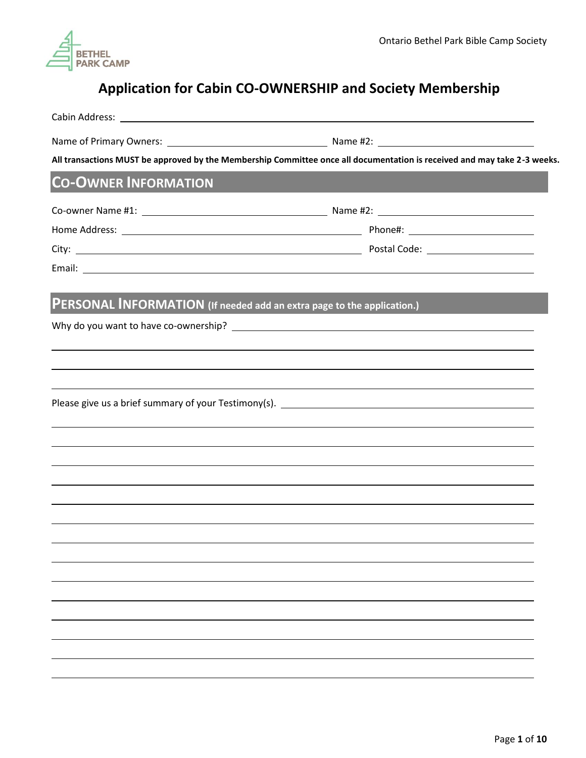BETHEL PARK CAMP

Ontario Bethel Park Bible Camp Society

# Application for Cabin CO-OWNERSHIP and Society Membership

Cabin Address: ______________________________________________

Name of Primary Owners: ______________________ Name #2: ______________________

**All transactions MUST be approved by the Membership Committee once all documentation is received and may take 2-3 weeks.**

## CO-OWNER INFORMATION

Co-owner Name #1: ______________________ Name #2: ______________________

Home Address: ______________________ Phone#: ______________________

City: ______________________ Postal Code: ______________________

Email: ______________________________________________

## PERSONAL INFORMATION (If needed add an extra page to the application.)

Why do you want to have co-ownership? ______________________________________________

______________________________________________

______________________________________________

______________________________________________

Please give us a brief summary of your Testimony(s). ______________________________________________

______________________________________________

______________________________________________

______________________________________________

______________________________________________

______________________________________________

______________________________________________

______________________________________________

______________________________________________

______________________________________________

______________________________________________

______________________________________________

______________________________________________

______________________________________________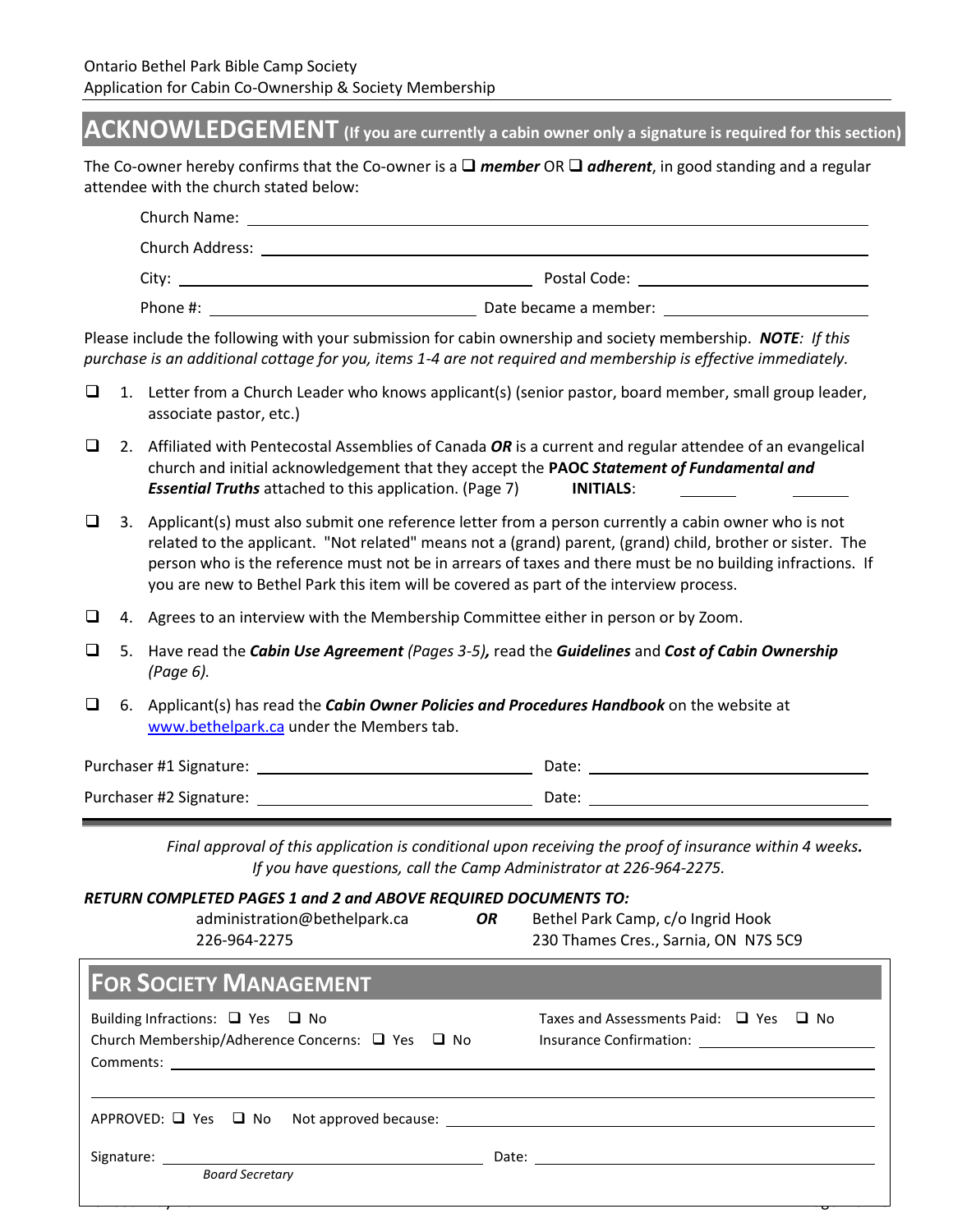Ontario Bethel Park Bible Camp Society
Application for Cabin Co-Ownership & Society Membership

## ACKNOWLEDGEMENT (If you are currently a cabin owner only a signature is required for this section)

The Co-owner hereby confirms that the Co-owner is a ☐ ***member*** OR ☐ ***adherent***, in good standing and a regular attendee with the church stated below:

Church Name: ______________________________

Church Address: ______________________________

City: ______________________ Postal Code: ______________

Phone #: ______________________ Date became a member: ______________

Please include the following with your submission for cabin ownership and society membership. ***NOTE****: If this purchase is an additional cottage for you, items 1-4 are not required and membership is effective immediately.*

- ☐ 1. Letter from a Church Leader who knows applicant(s) (senior pastor, board member, small group leader, associate pastor, etc.)
- ☐ 2. Affiliated with Pentecostal Assemblies of Canada ***OR*** is a current and regular attendee of an evangelical church and initial acknowledgement that they accept the **PAOC** ***Statement of Fundamental and Essential Truths*** attached to this application. (Page 7) **INITIALS**: ________ ________
- ☐ 3. Applicant(s) must also submit one reference letter from a person currently a cabin owner who is not related to the applicant. "Not related" means not a (grand) parent, (grand) child, brother or sister. The person who is the reference must not be in arrears of taxes and there must be no building infractions. If you are new to Bethel Park this item will be covered as part of the interview process.
- ☐ 4. Agrees to an interview with the Membership Committee either in person or by Zoom.
- ☐ 5. Have read the ***Cabin Use Agreement*** *(Pages 3-5)****,*** read the ***Guidelines*** and ***Cost of Cabin Ownership*** *(Page 6).*
- ☐ 6. Applicant(s) has read the ***Cabin Owner Policies and Procedures Handbook*** on the website at www.bethelpark.ca under the Members tab.

Purchaser #1 Signature: ______________________ Date: ______________

Purchaser #2 Signature: ______________________ Date: ______________

---

*Final approval of this application is conditional upon receiving the proof of insurance within 4 weeks.* *If you have questions, call the Camp Administrator at 226-964-2275.*

***RETURN COMPLETED PAGES 1 and 2 and ABOVE REQUIRED DOCUMENTS TO:***

administration@bethelpark.ca
226-964-2275

***OR***

Bethel Park Camp, c/o Ingrid Hook
230 Thames Cres., Sarnia, ON N7S 5C9

## FOR SOCIETY MANAGEMENT

Building Infractions: ☐ Yes ☐ No

Taxes and Assessments Paid: ☐ Yes ☐ No

Church Membership/Adherence Concerns: ☐ Yes ☐ No

Insurance Confirmation: ______________

Comments: ______________________________

______________________________

APPROVED: ☐ Yes ☐ No Not approved because: ______________________

Signature: ______________________ Date: ______________
*Board Secretary*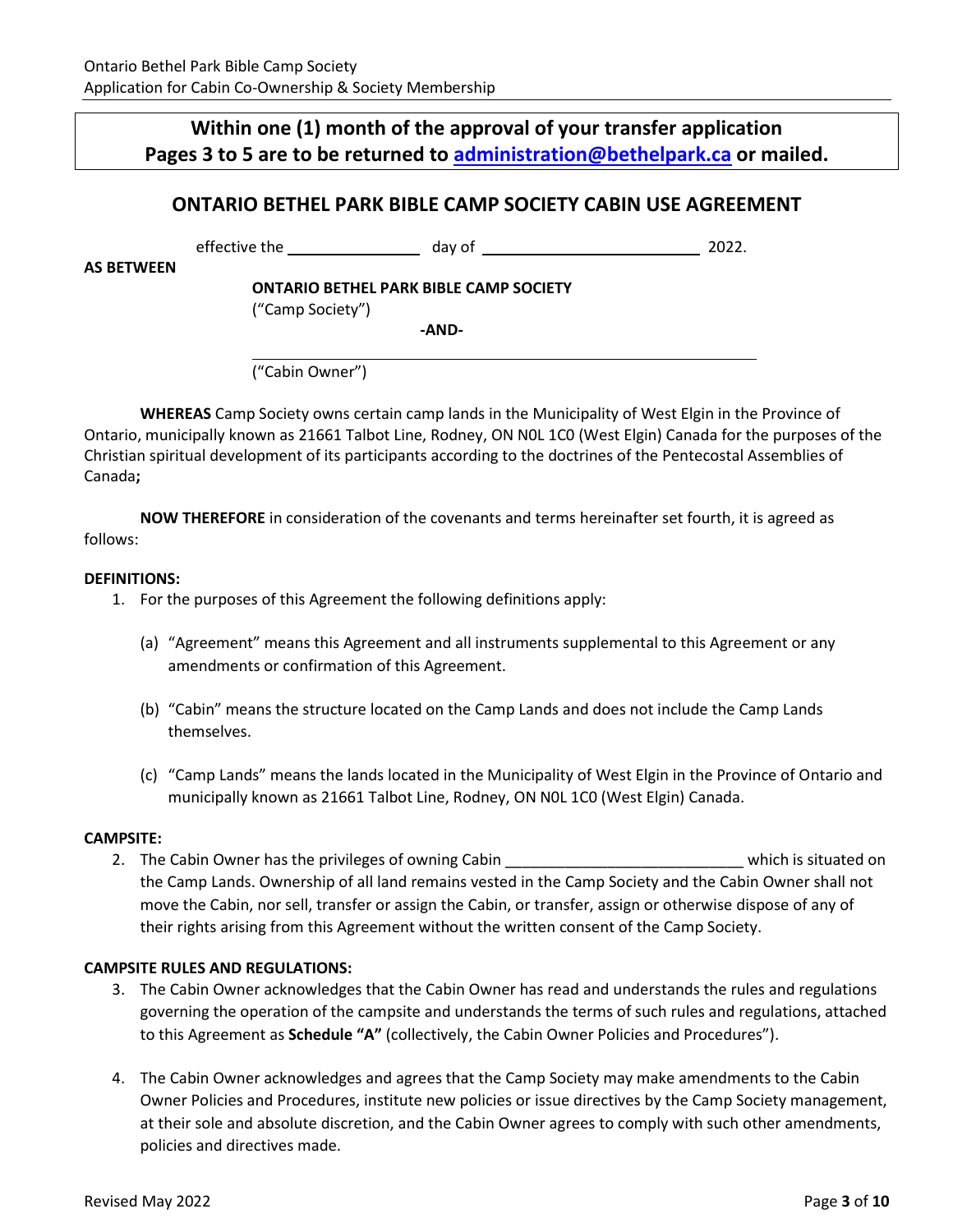**Within one (1) month of the approval of your transfer application**
**Pages 3 to 5 are to be returned to [administration@bethelpark.ca](mailto:administration@bethelpark.ca) or mailed.**

## ONTARIO BETHEL PARK BIBLE CAMP SOCIETY CABIN USE AGREEMENT

effective the ______________ day of ________________________ 2022.

**AS BETWEEN**

**ONTARIO BETHEL PARK BIBLE CAMP SOCIETY**
("Camp Society")

**-AND-**

________________________________________________
("Cabin Owner")

**WHEREAS** Camp Society owns certain camp lands in the Municipality of West Elgin in the Province of Ontario, municipally known as 21661 Talbot Line, Rodney, ON N0L 1C0 (West Elgin) Canada for the purposes of the Christian spiritual development of its participants according to the doctrines of the Pentecostal Assemblies of Canada**;**

**NOW THEREFORE** in consideration of the covenants and terms hereinafter set fourth, it is agreed as follows:

**DEFINITIONS:**

1. For the purposes of this Agreement the following definitions apply:

   (a) "Agreement" means this Agreement and all instruments supplemental to this Agreement or any amendments or confirmation of this Agreement.

   (b) "Cabin" means the structure located on the Camp Lands and does not include the Camp Lands themselves.

   (c) "Camp Lands" means the lands located in the Municipality of West Elgin in the Province of Ontario and municipally known as 21661 Talbot Line, Rodney, ON N0L 1C0 (West Elgin) Canada.

**CAMPSITE:**

2. The Cabin Owner has the privileges of owning Cabin ____________________________ which is situated on the Camp Lands. Ownership of all land remains vested in the Camp Society and the Cabin Owner shall not move the Cabin, nor sell, transfer or assign the Cabin, or transfer, assign or otherwise dispose of any of their rights arising from this Agreement without the written consent of the Camp Society.

**CAMPSITE RULES AND REGULATIONS:**

3. The Cabin Owner acknowledges that the Cabin Owner has read and understands the rules and regulations governing the operation of the campsite and understands the terms of such rules and regulations, attached to this Agreement as **Schedule "A"** (collectively, the Cabin Owner Policies and Procedures").

4. The Cabin Owner acknowledges and agrees that the Camp Society may make amendments to the Cabin Owner Policies and Procedures, institute new policies or issue directives by the Camp Society management, at their sole and absolute discretion, and the Cabin Owner agrees to comply with such other amendments, policies and directives made.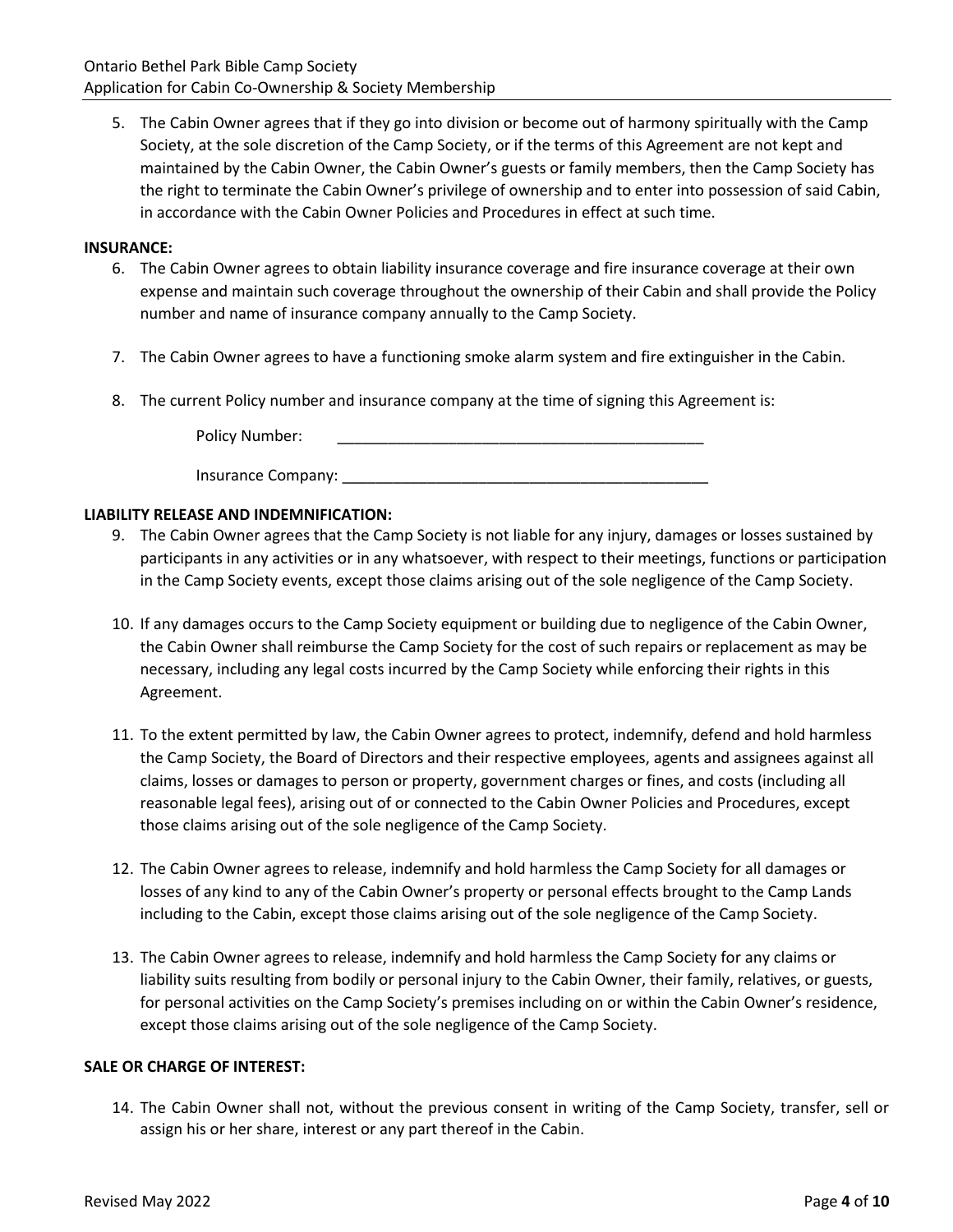5. The Cabin Owner agrees that if they go into division or become out of harmony spiritually with the Camp Society, at the sole discretion of the Camp Society, or if the terms of this Agreement are not kept and maintained by the Cabin Owner, the Cabin Owner's guests or family members, then the Camp Society has the right to terminate the Cabin Owner's privilege of ownership and to enter into possession of said Cabin, in accordance with the Cabin Owner Policies and Procedures in effect at such time.

**INSURANCE:**

6. The Cabin Owner agrees to obtain liability insurance coverage and fire insurance coverage at their own expense and maintain such coverage throughout the ownership of their Cabin and shall provide the Policy number and name of insurance company annually to the Camp Society.

7. The Cabin Owner agrees to have a functioning smoke alarm system and fire extinguisher in the Cabin.

8. The current Policy number and insurance company at the time of signing this Agreement is:

   Policy Number: ____________________________________________

   Insurance Company: ____________________________________________

**LIABILITY RELEASE AND INDEMNIFICATION:**

9. The Cabin Owner agrees that the Camp Society is not liable for any injury, damages or losses sustained by participants in any activities or in any whatsoever, with respect to their meetings, functions or participation in the Camp Society events, except those claims arising out of the sole negligence of the Camp Society.

10. If any damages occurs to the Camp Society equipment or building due to negligence of the Cabin Owner, the Cabin Owner shall reimburse the Camp Society for the cost of such repairs or replacement as may be necessary, including any legal costs incurred by the Camp Society while enforcing their rights in this Agreement.

11. To the extent permitted by law, the Cabin Owner agrees to protect, indemnify, defend and hold harmless the Camp Society, the Board of Directors and their respective employees, agents and assignees against all claims, losses or damages to person or property, government charges or fines, and costs (including all reasonable legal fees), arising out of or connected to the Cabin Owner Policies and Procedures, except those claims arising out of the sole negligence of the Camp Society.

12. The Cabin Owner agrees to release, indemnify and hold harmless the Camp Society for all damages or losses of any kind to any of the Cabin Owner's property or personal effects brought to the Camp Lands including to the Cabin, except those claims arising out of the sole negligence of the Camp Society.

13. The Cabin Owner agrees to release, indemnify and hold harmless the Camp Society for any claims or liability suits resulting from bodily or personal injury to the Cabin Owner, their family, relatives, or guests, for personal activities on the Camp Society's premises including on or within the Cabin Owner's residence, except those claims arising out of the sole negligence of the Camp Society.

**SALE OR CHARGE OF INTEREST:**

14. The Cabin Owner shall not, without the previous consent in writing of the Camp Society, transfer, sell or assign his or her share, interest or any part thereof in the Cabin.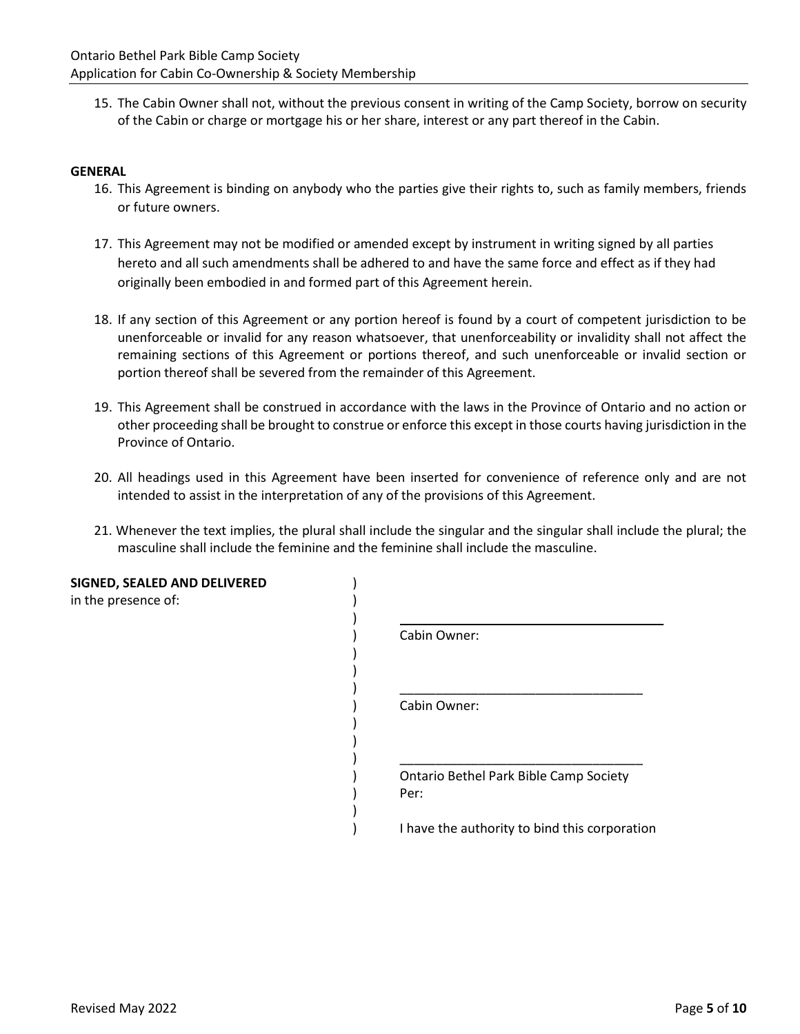15. The Cabin Owner shall not, without the previous consent in writing of the Camp Society, borrow on security of the Cabin or charge or mortgage his or her share, interest or any part thereof in the Cabin.

**GENERAL**

16. This Agreement is binding on anybody who the parties give their rights to, such as family members, friends or future owners.

17. This Agreement may not be modified or amended except by instrument in writing signed by all parties hereto and all such amendments shall be adhered to and have the same force and effect as if they had originally been embodied in and formed part of this Agreement herein.

18. If any section of this Agreement or any portion hereof is found by a court of competent jurisdiction to be unenforceable or invalid for any reason whatsoever, that unenforceability or invalidity shall not affect the remaining sections of this Agreement or portions thereof, and such unenforceable or invalid section or portion thereof shall be severed from the remainder of this Agreement.

19. This Agreement shall be construed in accordance with the laws in the Province of Ontario and no action or other proceeding shall be brought to construe or enforce this except in those courts having jurisdiction in the Province of Ontario.

20. All headings used in this Agreement have been inserted for convenience of reference only and are not intended to assist in the interpretation of any of the provisions of this Agreement.

21. Whenever the text implies, the plural shall include the singular and the singular shall include the plural; the masculine shall include the feminine and the feminine shall include the masculine.

**SIGNED, SEALED AND DELIVERED**
in the presence of:

\_\_\_\_\_\_\_\_\_\_\_\_\_\_\_\_\_\_\_\_\_\_\_\_\_\_\_\_\_\_\_\_\_\_\_
Cabin Owner:

\_\_\_\_\_\_\_\_\_\_\_\_\_\_\_\_\_\_\_\_\_\_\_\_\_\_\_\_\_\_\_\_\_\_\_
Cabin Owner:

\_\_\_\_\_\_\_\_\_\_\_\_\_\_\_\_\_\_\_\_\_\_\_\_\_\_\_\_\_\_\_\_\_\_\_
Ontario Bethel Park Bible Camp Society
Per:

I have the authority to bind this corporation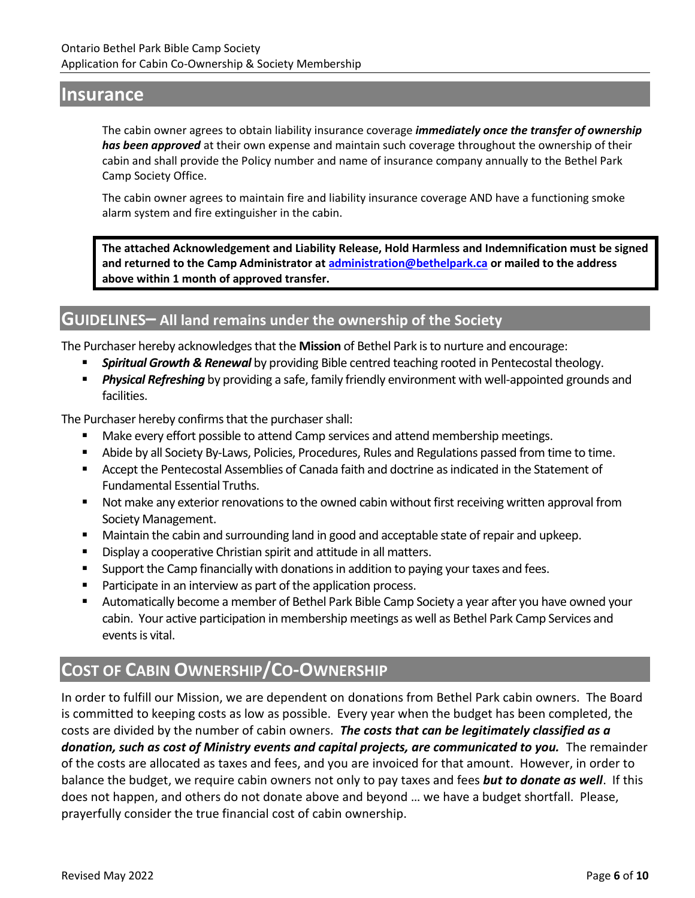## Insurance

The cabin owner agrees to obtain liability insurance coverage ***immediately once the transfer of ownership has been approved*** at their own expense and maintain such coverage throughout the ownership of their cabin and shall provide the Policy number and name of insurance company annually to the Bethel Park Camp Society Office.

The cabin owner agrees to maintain fire and liability insurance coverage AND have a functioning smoke alarm system and fire extinguisher in the cabin.

**The attached Acknowledgement and Liability Release, Hold Harmless and Indemnification must be signed and returned to the Camp Administrator at administration@bethelpark.ca or mailed to the address above within 1 month of approved transfer.**

## GUIDELINES– All land remains under the ownership of the Society

The Purchaser hereby acknowledges that the **Mission** of Bethel Park is to nurture and encourage:

- ***Spiritual Growth & Renewal*** by providing Bible centred teaching rooted in Pentecostal theology.
- ***Physical Refreshing*** by providing a safe, family friendly environment with well-appointed grounds and facilities.

The Purchaser hereby confirms that the purchaser shall:

- Make every effort possible to attend Camp services and attend membership meetings.
- Abide by all Society By-Laws, Policies, Procedures, Rules and Regulations passed from time to time.
- Accept the Pentecostal Assemblies of Canada faith and doctrine as indicated in the Statement of Fundamental Essential Truths.
- Not make any exterior renovations to the owned cabin without first receiving written approval from Society Management.
- Maintain the cabin and surrounding land in good and acceptable state of repair and upkeep.
- Display a cooperative Christian spirit and attitude in all matters.
- Support the Camp financially with donations in addition to paying your taxes and fees.
- Participate in an interview as part of the application process.
- Automatically become a member of Bethel Park Bible Camp Society a year after you have owned your cabin. Your active participation in membership meetings as well as Bethel Park Camp Services and events is vital.

## COST OF CABIN OWNERSHIP/CO-OWNERSHIP

In order to fulfill our Mission, we are dependent on donations from Bethel Park cabin owners. The Board is committed to keeping costs as low as possible. Every year when the budget has been completed, the costs are divided by the number of cabin owners. ***The costs that can be legitimately classified as a donation, such as cost of Ministry events and capital projects, are communicated to you.*** The remainder of the costs are allocated as taxes and fees, and you are invoiced for that amount. However, in order to balance the budget, we require cabin owners not only to pay taxes and fees ***but to donate as well***. If this does not happen, and others do not donate above and beyond … we have a budget shortfall. Please, prayerfully consider the true financial cost of cabin ownership.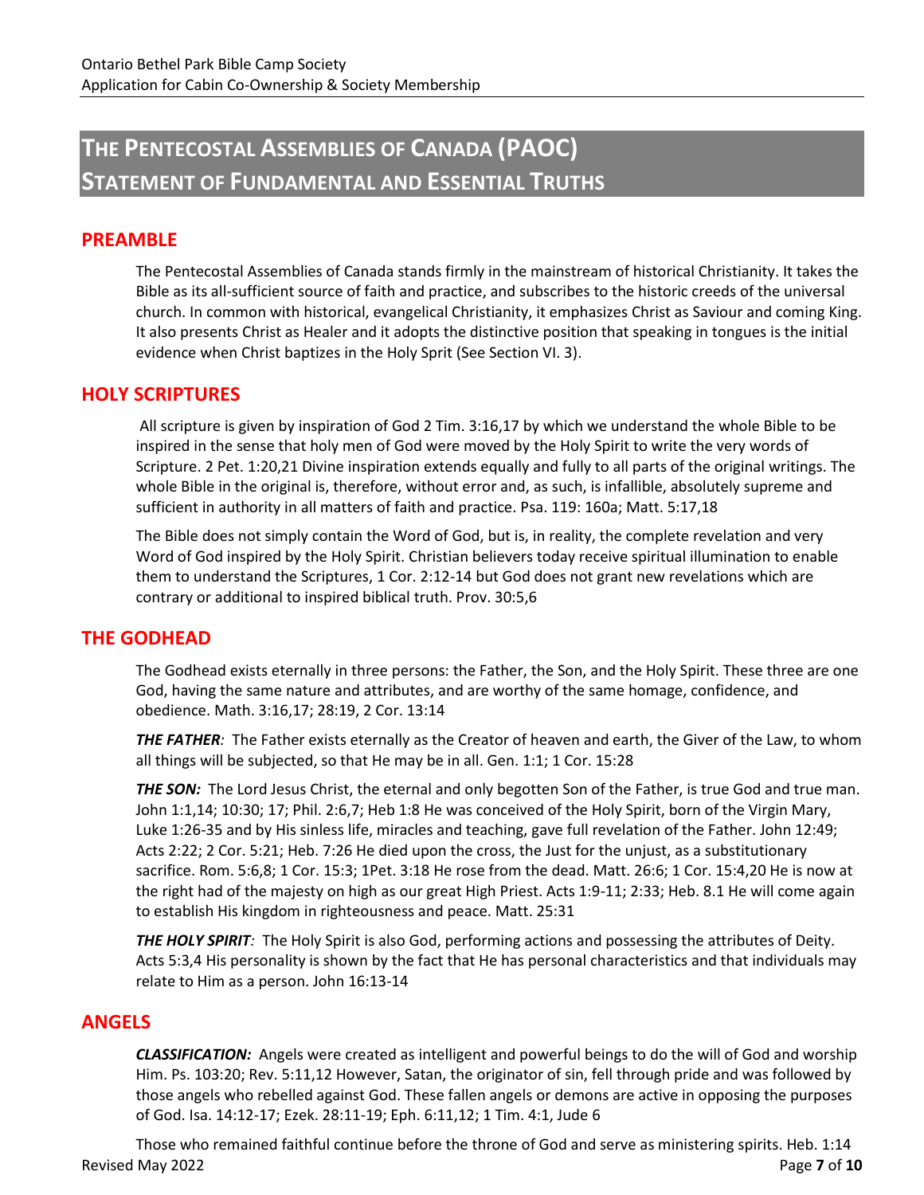# THE PENTECOSTAL ASSEMBLIES OF CANADA (PAOC) STATEMENT OF FUNDAMENTAL AND ESSENTIAL TRUTHS

## PREAMBLE

The Pentecostal Assemblies of Canada stands firmly in the mainstream of historical Christianity. It takes the Bible as its all-sufficient source of faith and practice, and subscribes to the historic creeds of the universal church. In common with historical, evangelical Christianity, it emphasizes Christ as Saviour and coming King. It also presents Christ as Healer and it adopts the distinctive position that speaking in tongues is the initial evidence when Christ baptizes in the Holy Sprit (See Section VI. 3).

## HOLY SCRIPTURES

All scripture is given by inspiration of God 2 Tim. 3:16,17 by which we understand the whole Bible to be inspired in the sense that holy men of God were moved by the Holy Spirit to write the very words of Scripture. 2 Pet. 1:20,21 Divine inspiration extends equally and fully to all parts of the original writings. The whole Bible in the original is, therefore, without error and, as such, is infallible, absolutely supreme and sufficient in authority in all matters of faith and practice. Psa. 119: 160a; Matt. 5:17,18

The Bible does not simply contain the Word of God, but is, in reality, the complete revelation and very Word of God inspired by the Holy Spirit. Christian believers today receive spiritual illumination to enable them to understand the Scriptures, 1 Cor. 2:12-14 but God does not grant new revelations which are contrary or additional to inspired biblical truth. Prov. 30:5,6

## THE GODHEAD

The Godhead exists eternally in three persons: the Father, the Son, and the Holy Spirit. These three are one God, having the same nature and attributes, and are worthy of the same homage, confidence, and obedience. Math. 3:16,17; 28:19, 2 Cor. 13:14

***THE FATHER:*** The Father exists eternally as the Creator of heaven and earth, the Giver of the Law, to whom all things will be subjected, so that He may be in all. Gen. 1:1; 1 Cor. 15:28

***THE SON:*** The Lord Jesus Christ, the eternal and only begotten Son of the Father, is true God and true man. John 1:1,14; 10:30; 17; Phil. 2:6,7; Heb 1:8 He was conceived of the Holy Spirit, born of the Virgin Mary, Luke 1:26-35 and by His sinless life, miracles and teaching, gave full revelation of the Father. John 12:49; Acts 2:22; 2 Cor. 5:21; Heb. 7:26 He died upon the cross, the Just for the unjust, as a substitutionary sacrifice. Rom. 5:6,8; 1 Cor. 15:3; 1Pet. 3:18 He rose from the dead. Matt. 26:6; 1 Cor. 15:4,20 He is now at the right had of the majesty on high as our great High Priest. Acts 1:9-11; 2:33; Heb. 8.1 He will come again to establish His kingdom in righteousness and peace. Matt. 25:31

***THE HOLY SPIRIT:*** The Holy Spirit is also God, performing actions and possessing the attributes of Deity. Acts 5:3,4 His personality is shown by the fact that He has personal characteristics and that individuals may relate to Him as a person. John 16:13-14

## ANGELS

***CLASSIFICATION:*** Angels were created as intelligent and powerful beings to do the will of God and worship Him. Ps. 103:20; Rev. 5:11,12 However, Satan, the originator of sin, fell through pride and was followed by those angels who rebelled against God. These fallen angels or demons are active in opposing the purposes of God. Isa. 14:12-17; Ezek. 28:11-19; Eph. 6:11,12; 1 Tim. 4:1, Jude 6

Those who remained faithful continue before the throne of God and serve as ministering spirits. Heb. 1:14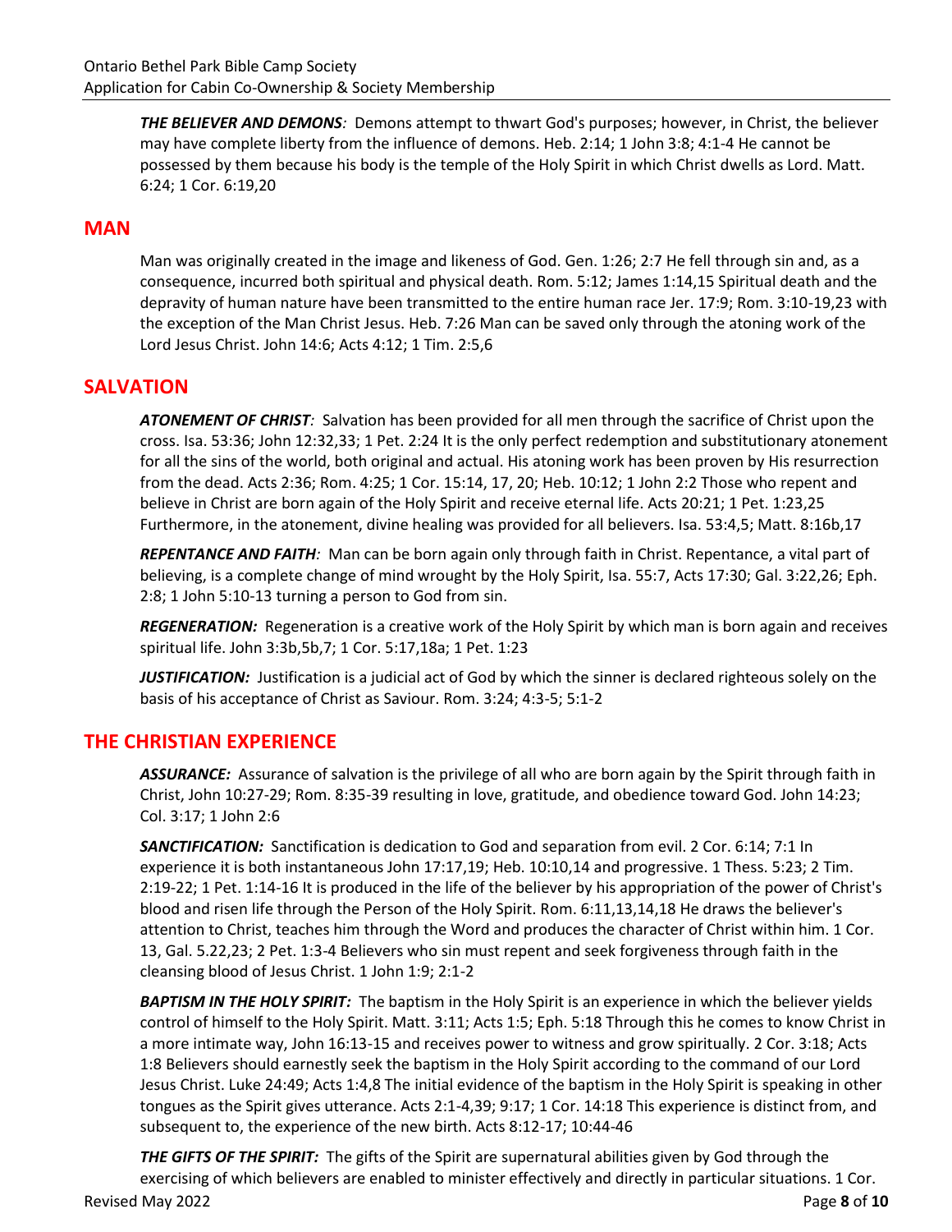***THE BELIEVER AND DEMONS****:* Demons attempt to thwart God's purposes; however, in Christ, the believer may have complete liberty from the influence of demons. Heb. 2:14; 1 John 3:8; 4:1-4 He cannot be possessed by them because his body is the temple of the Holy Spirit in which Christ dwells as Lord. Matt. 6:24; 1 Cor. 6:19,20

## MAN

Man was originally created in the image and likeness of God. Gen. 1:26; 2:7 He fell through sin and, as a consequence, incurred both spiritual and physical death. Rom. 5:12; James 1:14,15 Spiritual death and the depravity of human nature have been transmitted to the entire human race Jer. 17:9; Rom. 3:10-19,23 with the exception of the Man Christ Jesus. Heb. 7:26 Man can be saved only through the atoning work of the Lord Jesus Christ. John 14:6; Acts 4:12; 1 Tim. 2:5,6

## SALVATION

***ATONEMENT OF CHRIST****:* Salvation has been provided for all men through the sacrifice of Christ upon the cross. Isa. 53:36; John 12:32,33; 1 Pet. 2:24 It is the only perfect redemption and substitutionary atonement for all the sins of the world, both original and actual. His atoning work has been proven by His resurrection from the dead. Acts 2:36; Rom. 4:25; 1 Cor. 15:14, 17, 20; Heb. 10:12; 1 John 2:2 Those who repent and believe in Christ are born again of the Holy Spirit and receive eternal life. Acts 20:21; 1 Pet. 1:23,25 Furthermore, in the atonement, divine healing was provided for all believers. Isa. 53:4,5; Matt. 8:16b,17

***REPENTANCE AND FAITH****:* Man can be born again only through faith in Christ. Repentance, a vital part of believing, is a complete change of mind wrought by the Holy Spirit, Isa. 55:7, Acts 17:30; Gal. 3:22,26; Eph. 2:8; 1 John 5:10-13 turning a person to God from sin.

***REGENERATION:*** Regeneration is a creative work of the Holy Spirit by which man is born again and receives spiritual life. John 3:3b,5b,7; 1 Cor. 5:17,18a; 1 Pet. 1:23

***JUSTIFICATION:*** Justification is a judicial act of God by which the sinner is declared righteous solely on the basis of his acceptance of Christ as Saviour. Rom. 3:24; 4:3-5; 5:1-2

## THE CHRISTIAN EXPERIENCE

***ASSURANCE:*** Assurance of salvation is the privilege of all who are born again by the Spirit through faith in Christ, John 10:27-29; Rom. 8:35-39 resulting in love, gratitude, and obedience toward God. John 14:23; Col. 3:17; 1 John 2:6

***SANCTIFICATION:*** Sanctification is dedication to God and separation from evil. 2 Cor. 6:14; 7:1 In experience it is both instantaneous John 17:17,19; Heb. 10:10,14 and progressive. 1 Thess. 5:23; 2 Tim. 2:19-22; 1 Pet. 1:14-16 It is produced in the life of the believer by his appropriation of the power of Christ's blood and risen life through the Person of the Holy Spirit. Rom. 6:11,13,14,18 He draws the believer's attention to Christ, teaches him through the Word and produces the character of Christ within him. 1 Cor. 13, Gal. 5.22,23; 2 Pet. 1:3-4 Believers who sin must repent and seek forgiveness through faith in the cleansing blood of Jesus Christ. 1 John 1:9; 2:1-2

***BAPTISM IN THE HOLY SPIRIT:*** The baptism in the Holy Spirit is an experience in which the believer yields control of himself to the Holy Spirit. Matt. 3:11; Acts 1:5; Eph. 5:18 Through this he comes to know Christ in a more intimate way, John 16:13-15 and receives power to witness and grow spiritually. 2 Cor. 3:18; Acts 1:8 Believers should earnestly seek the baptism in the Holy Spirit according to the command of our Lord Jesus Christ. Luke 24:49; Acts 1:4,8 The initial evidence of the baptism in the Holy Spirit is speaking in other tongues as the Spirit gives utterance. Acts 2:1-4,39; 9:17; 1 Cor. 14:18 This experience is distinct from, and subsequent to, the experience of the new birth. Acts 8:12-17; 10:44-46

***THE GIFTS OF THE SPIRIT:*** The gifts of the Spirit are supernatural abilities given by God through the exercising of which believers are enabled to minister effectively and directly in particular situations. 1 Cor.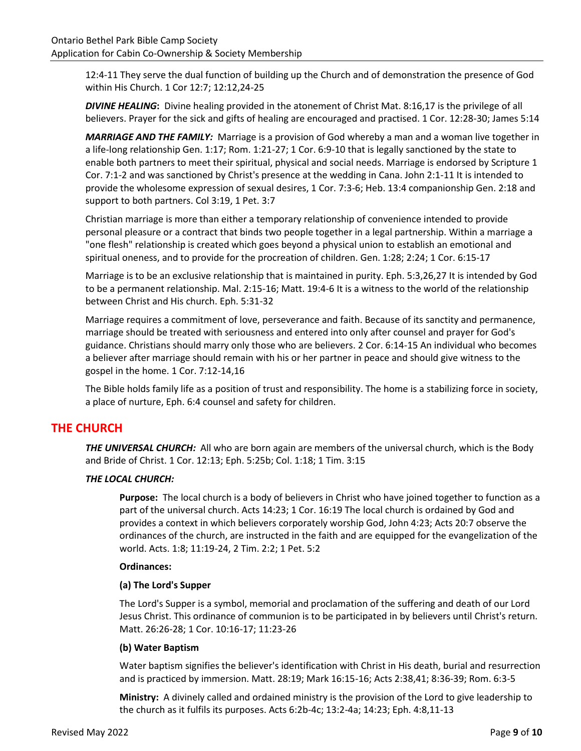12:4-11 They serve the dual function of building up the Church and of demonstration the presence of God within His Church. 1 Cor 12:7; 12:12,24-25

***DIVINE HEALING*****:** Divine healing provided in the atonement of Christ Mat. 8:16,17 is the privilege of all believers. Prayer for the sick and gifts of healing are encouraged and practised. 1 Cor. 12:28-30; James 5:14

***MARRIAGE AND THE FAMILY:*** Marriage is a provision of God whereby a man and a woman live together in a life-long relationship Gen. 1:17; Rom. 1:21-27; 1 Cor. 6:9-10 that is legally sanctioned by the state to enable both partners to meet their spiritual, physical and social needs. Marriage is endorsed by Scripture 1 Cor. 7:1-2 and was sanctioned by Christ's presence at the wedding in Cana. John 2:1-11 It is intended to provide the wholesome expression of sexual desires, 1 Cor. 7:3-6; Heb. 13:4 companionship Gen. 2:18 and support to both partners. Col 3:19, 1 Pet. 3:7

Christian marriage is more than either a temporary relationship of convenience intended to provide personal pleasure or a contract that binds two people together in a legal partnership. Within a marriage a "one flesh" relationship is created which goes beyond a physical union to establish an emotional and spiritual oneness, and to provide for the procreation of children. Gen. 1:28; 2:24; 1 Cor. 6:15-17

Marriage is to be an exclusive relationship that is maintained in purity. Eph. 5:3,26,27 It is intended by God to be a permanent relationship. Mal. 2:15-16; Matt. 19:4-6 It is a witness to the world of the relationship between Christ and His church. Eph. 5:31-32

Marriage requires a commitment of love, perseverance and faith. Because of its sanctity and permanence, marriage should be treated with seriousness and entered into only after counsel and prayer for God's guidance. Christians should marry only those who are believers. 2 Cor. 6:14-15 An individual who becomes a believer after marriage should remain with his or her partner in peace and should give witness to the gospel in the home. 1 Cor. 7:12-14,16

The Bible holds family life as a position of trust and responsibility. The home is a stabilizing force in society, a place of nurture, Eph. 6:4 counsel and safety for children.

## THE CHURCH

***THE UNIVERSAL CHURCH:*** All who are born again are members of the universal church, which is the Body and Bride of Christ. 1 Cor. 12:13; Eph. 5:25b; Col. 1:18; 1 Tim. 3:15

***THE LOCAL CHURCH:***

**Purpose:** The local church is a body of believers in Christ who have joined together to function as a part of the universal church. Acts 14:23; 1 Cor. 16:19 The local church is ordained by God and provides a context in which believers corporately worship God, John 4:23; Acts 20:7 observe the ordinances of the church, are instructed in the faith and are equipped for the evangelization of the world. Acts. 1:8; 11:19-24, 2 Tim. 2:2; 1 Pet. 5:2

**Ordinances:**

**(a) The Lord's Supper**

The Lord's Supper is a symbol, memorial and proclamation of the suffering and death of our Lord Jesus Christ. This ordinance of communion is to be participated in by believers until Christ's return. Matt. 26:26-28; 1 Cor. 10:16-17; 11:23-26

**(b) Water Baptism**

Water baptism signifies the believer's identification with Christ in His death, burial and resurrection and is practiced by immersion. Matt. 28:19; Mark 16:15-16; Acts 2:38,41; 8:36-39; Rom. 6:3-5

**Ministry:** A divinely called and ordained ministry is the provision of the Lord to give leadership to the church as it fulfils its purposes. Acts 6:2b-4c; 13:2-4a; 14:23; Eph. 4:8,11-13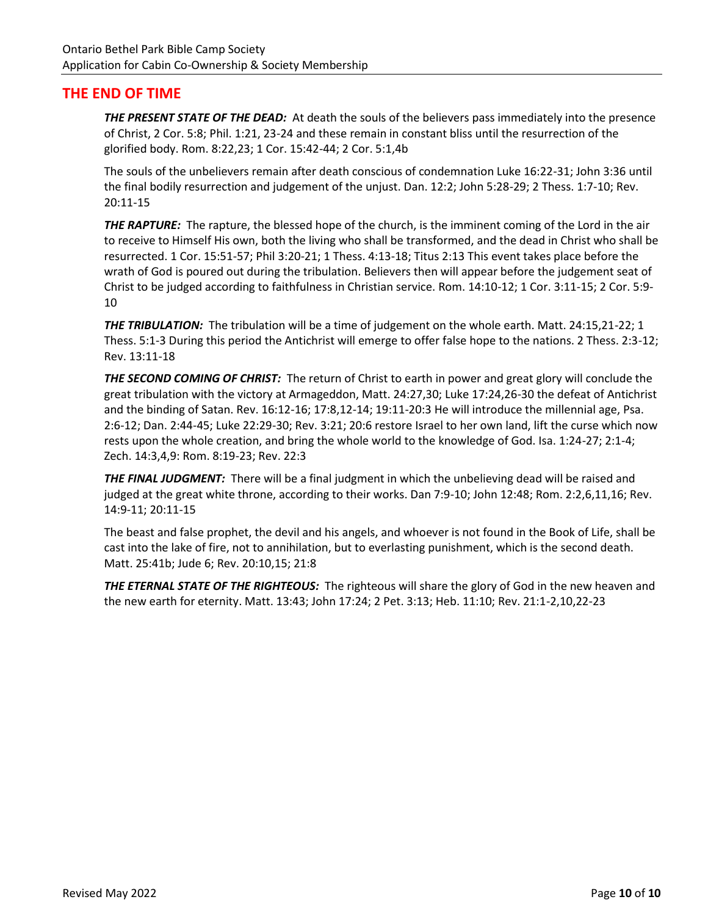## THE END OF TIME

***THE PRESENT STATE OF THE DEAD:*** At death the souls of the believers pass immediately into the presence of Christ, 2 Cor. 5:8; Phil. 1:21, 23-24 and these remain in constant bliss until the resurrection of the glorified body. Rom. 8:22,23; 1 Cor. 15:42-44; 2 Cor. 5:1,4b

The souls of the unbelievers remain after death conscious of condemnation Luke 16:22-31; John 3:36 until the final bodily resurrection and judgement of the unjust. Dan. 12:2; John 5:28-29; 2 Thess. 1:7-10; Rev. 20:11-15

***THE RAPTURE:*** The rapture, the blessed hope of the church, is the imminent coming of the Lord in the air to receive to Himself His own, both the living who shall be transformed, and the dead in Christ who shall be resurrected. 1 Cor. 15:51-57; Phil 3:20-21; 1 Thess. 4:13-18; Titus 2:13 This event takes place before the wrath of God is poured out during the tribulation. Believers then will appear before the judgement seat of Christ to be judged according to faithfulness in Christian service. Rom. 14:10-12; 1 Cor. 3:11-15; 2 Cor. 5:9-10

***THE TRIBULATION:*** The tribulation will be a time of judgement on the whole earth. Matt. 24:15,21-22; 1 Thess. 5:1-3 During this period the Antichrist will emerge to offer false hope to the nations. 2 Thess. 2:3-12; Rev. 13:11-18

***THE SECOND COMING OF CHRIST:*** The return of Christ to earth in power and great glory will conclude the great tribulation with the victory at Armageddon, Matt. 24:27,30; Luke 17:24,26-30 the defeat of Antichrist and the binding of Satan. Rev. 16:12-16; 17:8,12-14; 19:11-20:3 He will introduce the millennial age, Psa. 2:6-12; Dan. 2:44-45; Luke 22:29-30; Rev. 3:21; 20:6 restore Israel to her own land, lift the curse which now rests upon the whole creation, and bring the whole world to the knowledge of God. Isa. 1:24-27; 2:1-4; Zech. 14:3,4,9: Rom. 8:19-23; Rev. 22:3

***THE FINAL JUDGMENT:*** There will be a final judgment in which the unbelieving dead will be raised and judged at the great white throne, according to their works. Dan 7:9-10; John 12:48; Rom. 2:2,6,11,16; Rev. 14:9-11; 20:11-15

The beast and false prophet, the devil and his angels, and whoever is not found in the Book of Life, shall be cast into the lake of fire, not to annihilation, but to everlasting punishment, which is the second death. Matt. 25:41b; Jude 6; Rev. 20:10,15; 21:8

***THE ETERNAL STATE OF THE RIGHTEOUS:*** The righteous will share the glory of God in the new heaven and the new earth for eternity. Matt. 13:43; John 17:24; 2 Pet. 3:13; Heb. 11:10; Rev. 21:1-2,10,22-23